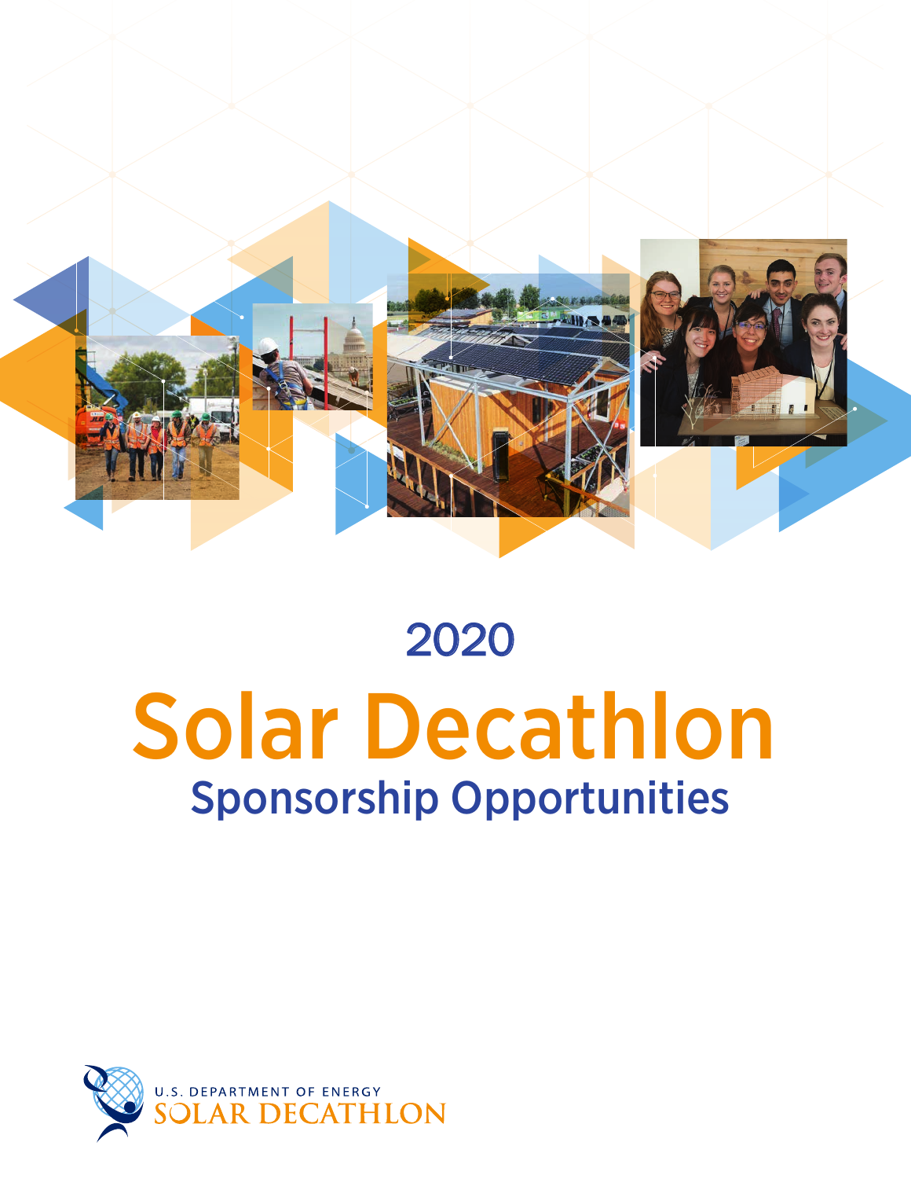# 2020

# Solar Decathlon

## Sponsorship Opportunities

U.S. DEPARTMENT OF ENERGY
SOLAR DECATHLON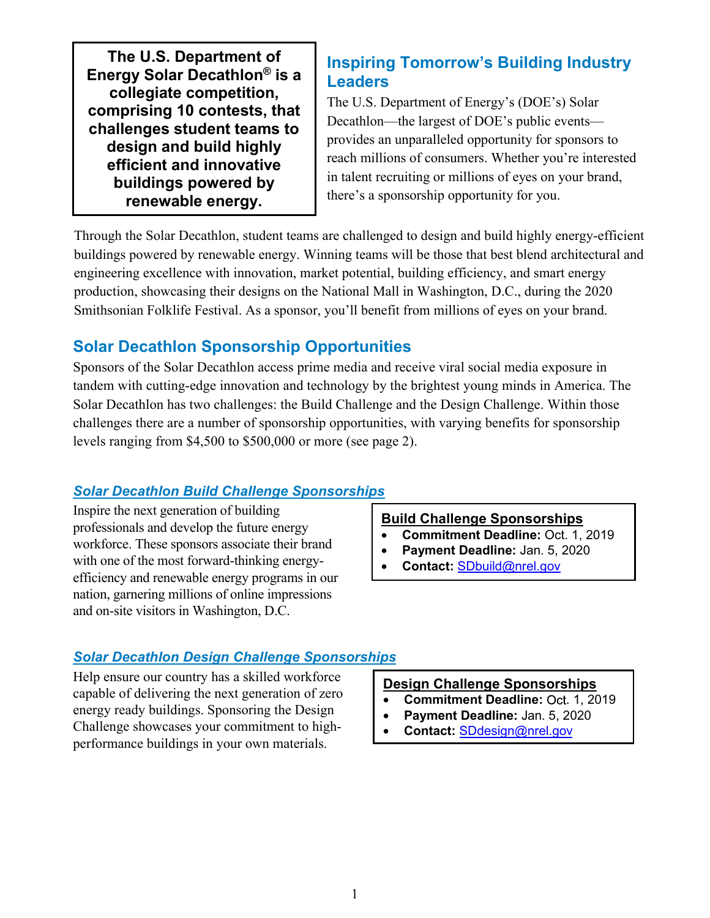**The U.S. Department of Energy Solar Decathlon® is a collegiate competition, comprising 10 contests, that challenges student teams to design and build highly efficient and innovative buildings powered by renewable energy.**

## Inspiring Tomorrow's Building Industry Leaders

The U.S. Department of Energy's (DOE's) Solar Decathlon—the largest of DOE's public events—provides an unparalleled opportunity for sponsors to reach millions of consumers. Whether you're interested in talent recruiting or millions of eyes on your brand, there's a sponsorship opportunity for you.

Through the Solar Decathlon, student teams are challenged to design and build highly energy-efficient buildings powered by renewable energy. Winning teams will be those that best blend architectural and engineering excellence with innovation, market potential, building efficiency, and smart energy production, showcasing their designs on the National Mall in Washington, D.C., during the 2020 Smithsonian Folklife Festival. As a sponsor, you'll benefit from millions of eyes on your brand.

## Solar Decathlon Sponsorship Opportunities

Sponsors of the Solar Decathlon access prime media and receive viral social media exposure in tandem with cutting-edge innovation and technology by the brightest young minds in America. The Solar Decathlon has two challenges: the Build Challenge and the Design Challenge. Within those challenges there are a number of sponsorship opportunities, with varying benefits for sponsorship levels ranging from $4,500 to $500,000 or more (see page 2).

### *Solar Decathlon Build Challenge Sponsorships*

Inspire the next generation of building professionals and develop the future energy workforce. These sponsors associate their brand with one of the most forward-thinking energy-efficiency and renewable energy programs in our nation, garnering millions of online impressions and on-site visitors in Washington, D.C.

**Build Challenge Sponsorships**

- **Commitment Deadline:** Oct. 1, 2019
- **Payment Deadline:** Jan. 5, 2020
- **Contact:** SDbuild@nrel.gov

### *Solar Decathlon Design Challenge Sponsorships*

Help ensure our country has a skilled workforce capable of delivering the next generation of zero energy ready buildings. Sponsoring the Design Challenge showcases your commitment to high-performance buildings in your own materials.

**Design Challenge Sponsorships**

- **Commitment Deadline:** Oct. 1, 2019
- **Payment Deadline:** Jan. 5, 2020
- **Contact:** SDdesign@nrel.gov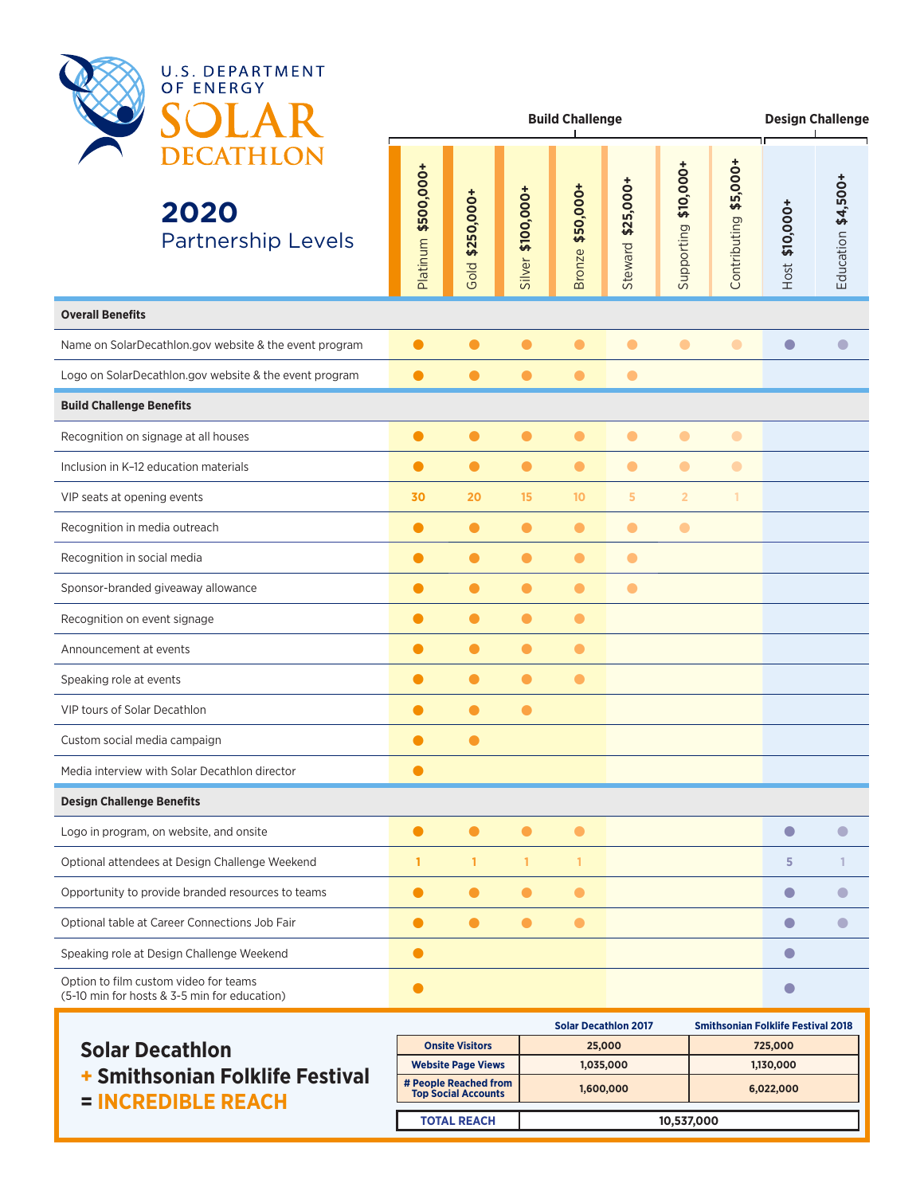# U.S. DEPARTMENT OF ENERGY SOLAR DECATHLON

## 2020 Partnership Levels

| | Build Challenge | | | | | | | Design Challenge | |
|---|---|---|---|---|---|---|---|---|---|
| | Platinum $500,000+ | Gold $250,000+ | Silver $100,000+ | Bronze $50,000+ | Steward $25,000+ | Supporting $10,000+ | Contributing $5,000+ | Host $10,000+ | Education $4,500+ |
| **Overall Benefits** | | | | | | | | | |
| Name on SolarDecathlon.gov website & the event program | ● | ● | ● | ● | ● | ● | ● | ● | ● |
| Logo on SolarDecathlon.gov website & the event program | ● | ● | ● | ● | ● | | | | |
| **Build Challenge Benefits** | | | | | | | | | |
| Recognition on signage at all houses | ● | ● | ● | ● | ● | ● | ● | | |
| Inclusion in K–12 education materials | ● | ● | ● | ● | ● | ● | ● | | |
| VIP seats at opening events | 30 | 20 | 15 | 10 | 5 | 2 | 1 | | |
| Recognition in media outreach | ● | ● | ● | ● | ● | ● | | | |
| Recognition in social media | ● | ● | ● | ● | ● | | | | |
| Sponsor-branded giveaway allowance | ● | ● | ● | ● | ● | | | | |
| Recognition on event signage | ● | ● | ● | ● | | | | | |
| Announcement at events | ● | ● | ● | ● | | | | | |
| Speaking role at events | ● | ● | ● | ● | | | | | |
| VIP tours of Solar Decathlon | ● | ● | ● | | | | | | |
| Custom social media campaign | ● | ● | | | | | | | |
| Media interview with Solar Decathlon director | ● | | | | | | | | |
| **Design Challenge Benefits** | | | | | | | | | |
| Logo in program, on website, and onsite | ● | ● | ● | ● | | | | ● | ● |
| Optional attendees at Design Challenge Weekend | 1 | 1 | 1 | 1 | | | | 5 | 1 |
| Opportunity to provide branded resources to teams | ● | ● | ● | ● | | | | ● | ● |
| Optional table at Career Connections Job Fair | ● | ● | ● | ● | | | | ● | ● |
| Speaking role at Design Challenge Weekend | ● | | | | | | | ● | |
| Option to film custom video for teams (5-10 min for hosts & 3-5 min for education) | ● | | | | | | | ● | |

**Solar Decathlon**
**+ Smithsonian Folklife Festival**
**= INCREDIBLE REACH**

| | Solar Decathlon 2017 | Smithsonian Folklife Festival 2018 |
|---|---|---|
| Onsite Visitors | 25,000 | 725,000 |
| Website Page Views | 1,035,000 | 1,130,000 |
| # People Reached from Top Social Accounts | 1,600,000 | 6,022,000 |
| **TOTAL REACH** | 10,537,000 | |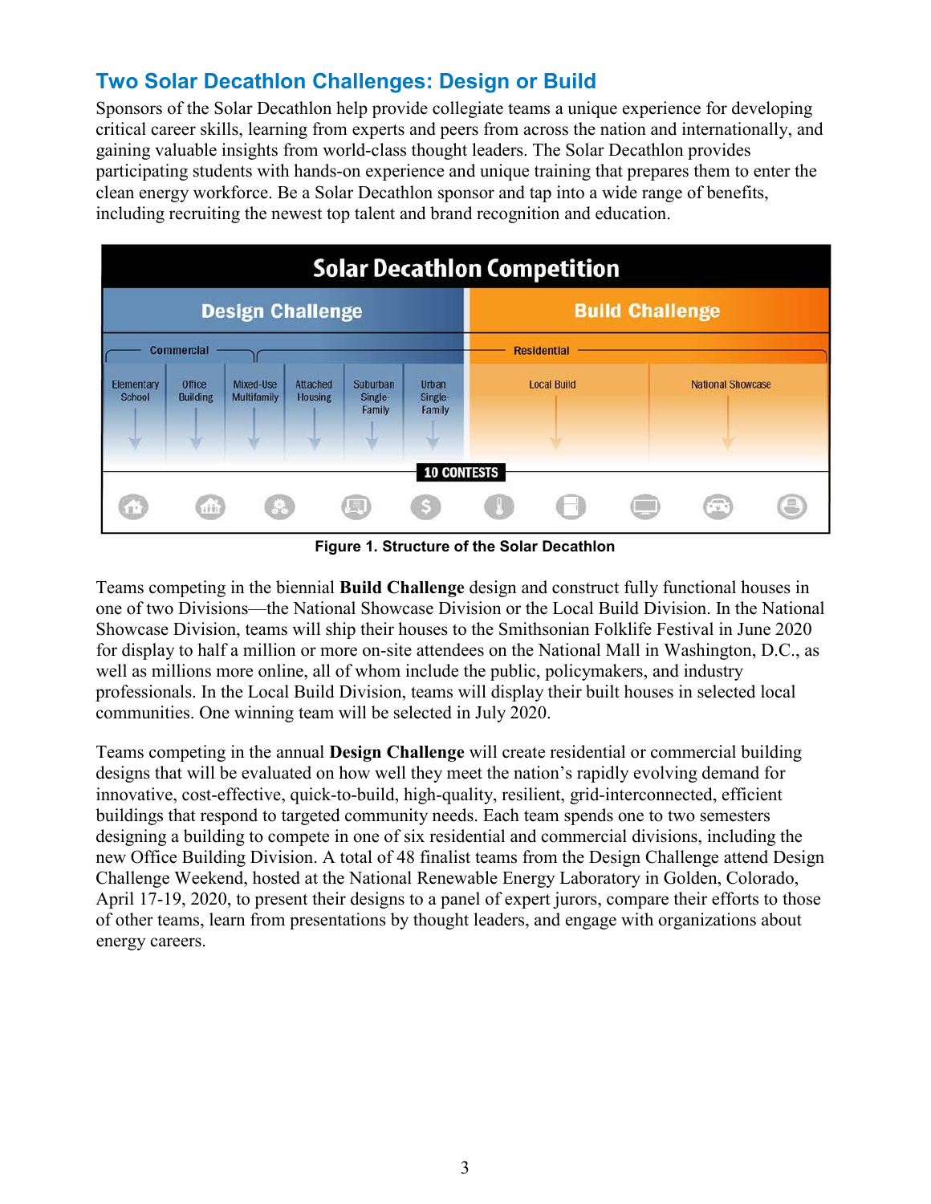## Two Solar Decathlon Challenges: Design or Build

Sponsors of the Solar Decathlon help provide collegiate teams a unique experience for developing critical career skills, learning from experts and peers from across the nation and internationally, and gaining valuable insights from world-class thought leaders. The Solar Decathlon provides participating students with hands-on experience and unique training that prepares them to enter the clean energy workforce. Be a Solar Decathlon sponsor and tap into a wide range of benefits, including recruiting the newest top talent and brand recognition and education.

**Figure 1. Structure of the Solar Decathlon**

Teams competing in the biennial **Build Challenge** design and construct fully functional houses in one of two Divisions—the National Showcase Division or the Local Build Division. In the National Showcase Division, teams will ship their houses to the Smithsonian Folklife Festival in June 2020 for display to half a million or more on-site attendees on the National Mall in Washington, D.C., as well as millions more online, all of whom include the public, policymakers, and industry professionals. In the Local Build Division, teams will display their built houses in selected local communities. One winning team will be selected in July 2020.

Teams competing in the annual **Design Challenge** will create residential or commercial building designs that will be evaluated on how well they meet the nation's rapidly evolving demand for innovative, cost-effective, quick-to-build, high-quality, resilient, grid-interconnected, efficient buildings that respond to targeted community needs. Each team spends one to two semesters designing a building to compete in one of six residential and commercial divisions, including the new Office Building Division. A total of 48 finalist teams from the Design Challenge attend Design Challenge Weekend, hosted at the National Renewable Energy Laboratory in Golden, Colorado, April 17-19, 2020, to present their designs to a panel of expert jurors, compare their efforts to those of other teams, learn from presentations by thought leaders, and engage with organizations about energy careers.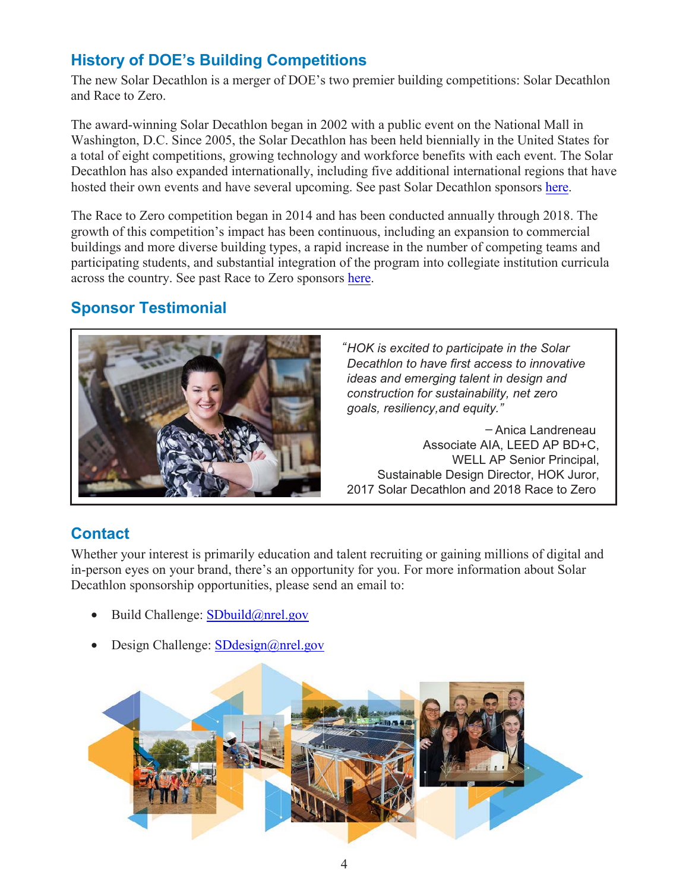## History of DOE's Building Competitions

The new Solar Decathlon is a merger of DOE's two premier building competitions: Solar Decathlon and Race to Zero.

The award-winning Solar Decathlon began in 2002 with a public event on the National Mall in Washington, D.C. Since 2005, the Solar Decathlon has been held biennially in the United States for a total of eight competitions, growing technology and workforce benefits with each event. The Solar Decathlon has also expanded internationally, including five additional international regions that have hosted their own events and have several upcoming. See past Solar Decathlon sponsors here.

The Race to Zero competition began in 2014 and has been conducted annually through 2018. The growth of this competition's impact has been continuous, including an expansion to commercial buildings and more diverse building types, a rapid increase in the number of competing teams and participating students, and substantial integration of the program into collegiate institution curricula across the country. See past Race to Zero sponsors here.

## Sponsor Testimonial

*"HOK is excited to participate in the Solar Decathlon to have first access to innovative ideas and emerging talent in design and construction for sustainability, net zero goals, resiliency,and equity."*

– Anica Landreneau
Associate AIA, LEED AP BD+C,
WELL AP Senior Principal,
Sustainable Design Director, HOK Juror,
2017 Solar Decathlon and 2018 Race to Zero

## Contact

Whether your interest is primarily education and talent recruiting or gaining millions of digital and in-person eyes on your brand, there's an opportunity for you. For more information about Solar Decathlon sponsorship opportunities, please send an email to:

- Build Challenge: SDbuild@nrel.gov
- Design Challenge: SDdesign@nrel.gov